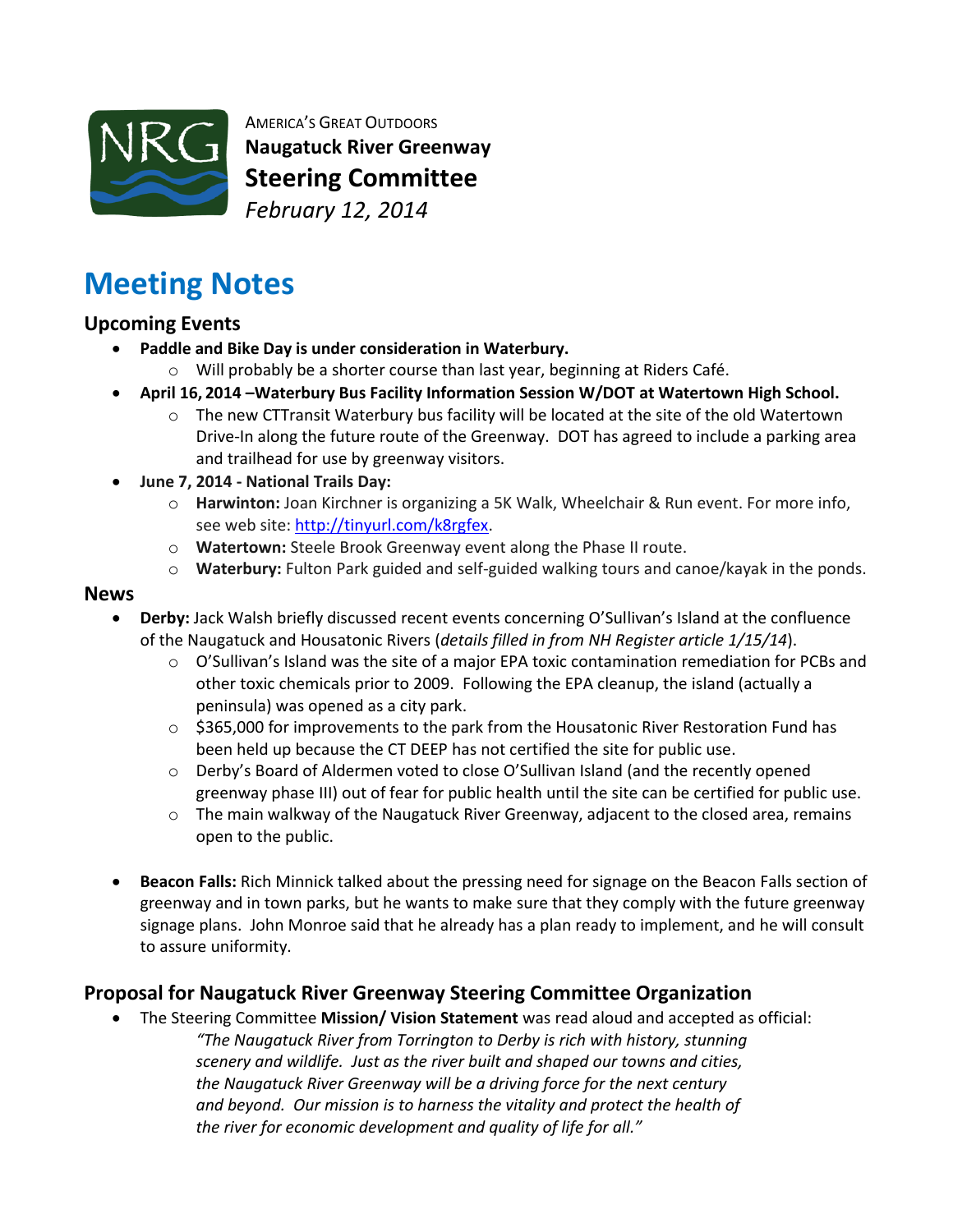America's Great Outdoors
**Naugatuck River Greenway**
**Steering Committee**
*February 12, 2014*

# Meeting Notes

## Upcoming Events

- **Paddle and Bike Day is under consideration in Waterbury.**
  - Will probably be a shorter course than last year, beginning at Riders Café.
- **April 16, 2014 –Waterbury Bus Facility Information Session W/DOT at Watertown High School.**
  - The new CTTransit Waterbury bus facility will be located at the site of the old Watertown Drive-In along the future route of the Greenway. DOT has agreed to include a parking area and trailhead for use by greenway visitors.
- **June 7, 2014 - National Trails Day:**
  - **Harwinton:** Joan Kirchner is organizing a 5K Walk, Wheelchair & Run event. For more info, see web site: http://tinyurl.com/k8rgfex.
  - **Watertown:** Steele Brook Greenway event along the Phase II route.
  - **Waterbury:** Fulton Park guided and self-guided walking tours and canoe/kayak in the ponds.

## News

- **Derby:** Jack Walsh briefly discussed recent events concerning O'Sullivan's Island at the confluence of the Naugatuck and Housatonic Rivers (*details filled in from NH Register article 1/15/14*).
  - O'Sullivan's Island was the site of a major EPA toxic contamination remediation for PCBs and other toxic chemicals prior to 2009. Following the EPA cleanup, the island (actually a peninsula) was opened as a city park.
  - $365,000 for improvements to the park from the Housatonic River Restoration Fund has been held up because the CT DEEP has not certified the site for public use.
  - Derby's Board of Aldermen voted to close O'Sullivan Island (and the recently opened greenway phase III) out of fear for public health until the site can be certified for public use.
  - The main walkway of the Naugatuck River Greenway, adjacent to the closed area, remains open to the public.

- **Beacon Falls:** Rich Minnick talked about the pressing need for signage on the Beacon Falls section of greenway and in town parks, but he wants to make sure that they comply with the future greenway signage plans. John Monroe said that he already has a plan ready to implement, and he will consult to assure uniformity.

## Proposal for Naugatuck River Greenway Steering Committee Organization

- The Steering Committee **Mission/ Vision Statement** was read aloud and accepted as official:

  *"The Naugatuck River from Torrington to Derby is rich with history, stunning scenery and wildlife. Just as the river built and shaped our towns and cities, the Naugatuck River Greenway will be a driving force for the next century and beyond. Our mission is to harness the vitality and protect the health of the river for economic development and quality of life for all."*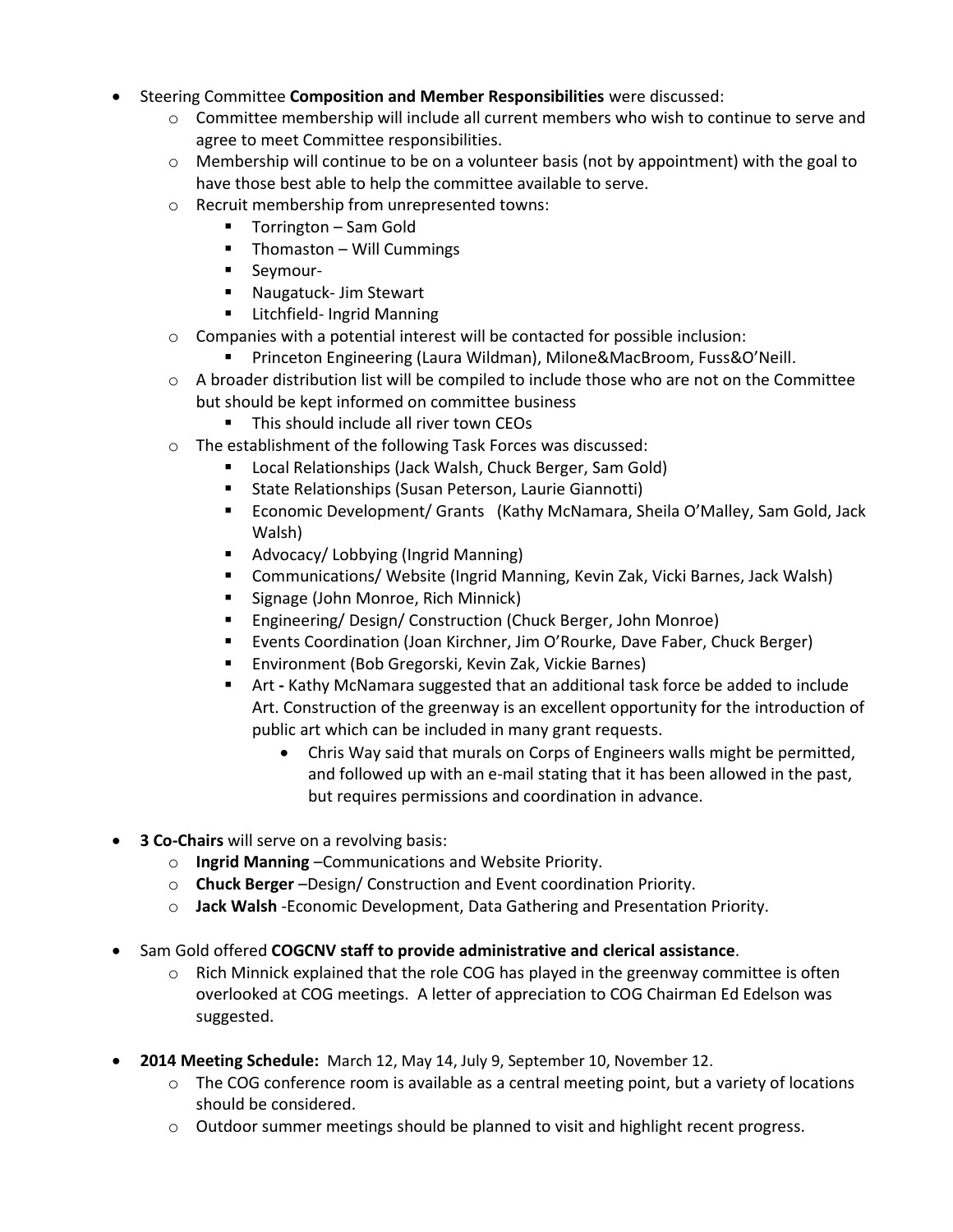- Steering Committee **Composition and Member Responsibilities** were discussed:
  - Committee membership will include all current members who wish to continue to serve and agree to meet Committee responsibilities.
  - Membership will continue to be on a volunteer basis (not by appointment) with the goal to have those best able to help the committee available to serve.
  - Recruit membership from unrepresented towns:
    - Torrington – Sam Gold
    - Thomaston – Will Cummings
    - Seymour-
    - Naugatuck- Jim Stewart
    - Litchfield- Ingrid Manning
  - Companies with a potential interest will be contacted for possible inclusion:
    - Princeton Engineering (Laura Wildman), Milone&MacBroom, Fuss&O'Neill.
  - A broader distribution list will be compiled to include those who are not on the Committee but should be kept informed on committee business
    - This should include all river town CEOs
  - The establishment of the following Task Forces was discussed:
    - Local Relationships (Jack Walsh, Chuck Berger, Sam Gold)
    - State Relationships (Susan Peterson, Laurie Giannotti)
    - Economic Development/ Grants (Kathy McNamara, Sheila O'Malley, Sam Gold, Jack Walsh)
    - Advocacy/ Lobbying (Ingrid Manning)
    - Communications/ Website (Ingrid Manning, Kevin Zak, Vicki Barnes, Jack Walsh)
    - Signage (John Monroe, Rich Minnick)
    - Engineering/ Design/ Construction (Chuck Berger, John Monroe)
    - Events Coordination (Joan Kirchner, Jim O'Rourke, Dave Faber, Chuck Berger)
    - Environment (Bob Gregorski, Kevin Zak, Vickie Barnes)
    - Art **-** Kathy McNamara suggested that an additional task force be added to include Art. Construction of the greenway is an excellent opportunity for the introduction of public art which can be included in many grant requests.
      - Chris Way said that murals on Corps of Engineers walls might be permitted, and followed up with an e-mail stating that it has been allowed in the past, but requires permissions and coordination in advance.

- **3 Co-Chairs** will serve on a revolving basis:
  - **Ingrid Manning** –Communications and Website Priority.
  - **Chuck Berger** –Design/ Construction and Event coordination Priority.
  - **Jack Walsh** -Economic Development, Data Gathering and Presentation Priority.

- Sam Gold offered **COGCNV staff to provide administrative and clerical assistance**.
  - Rich Minnick explained that the role COG has played in the greenway committee is often overlooked at COG meetings. A letter of appreciation to COG Chairman Ed Edelson was suggested.

- **2014 Meeting Schedule:** March 12, May 14, July 9, September 10, November 12.
  - The COG conference room is available as a central meeting point, but a variety of locations should be considered.
  - Outdoor summer meetings should be planned to visit and highlight recent progress.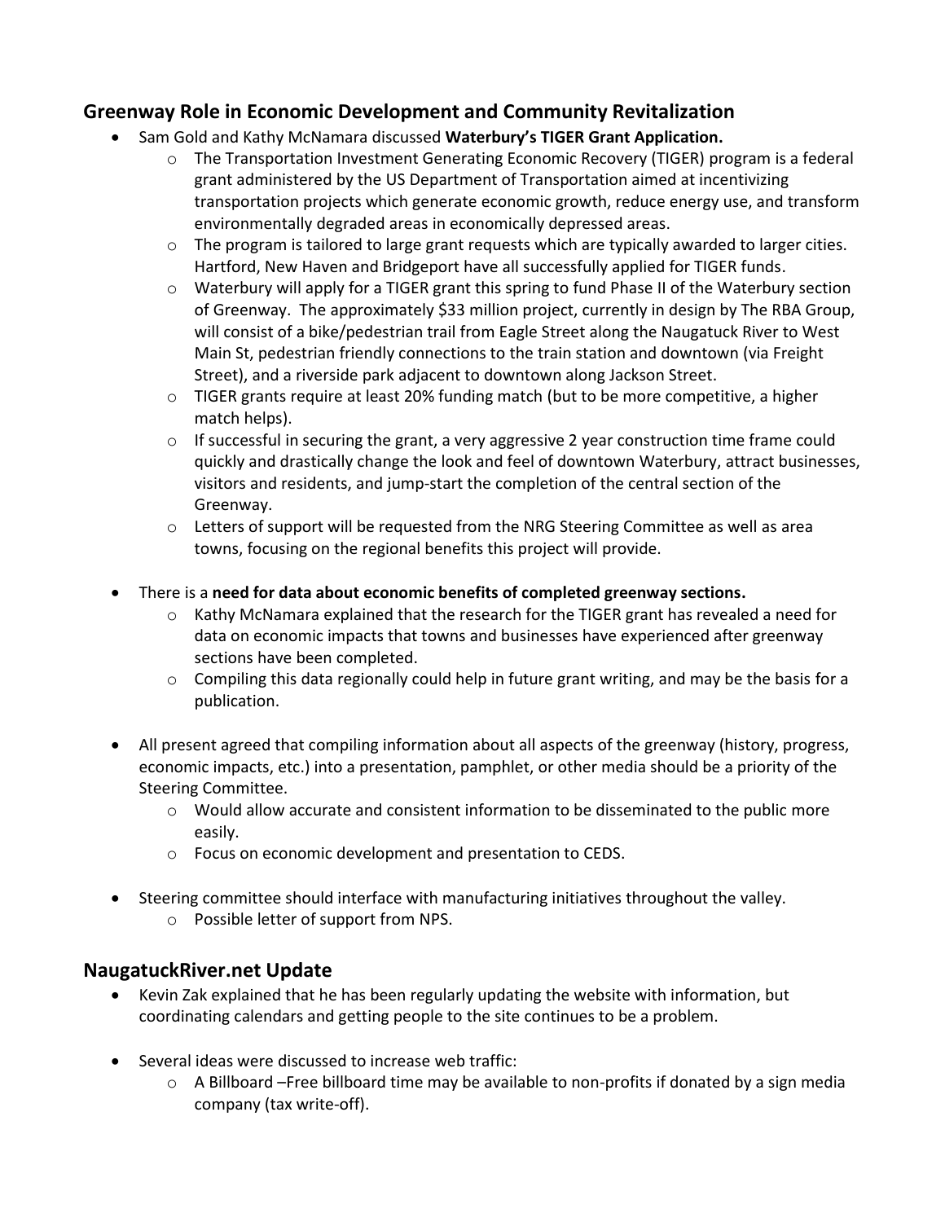## Greenway Role in Economic Development and Community Revitalization

- Sam Gold and Kathy McNamara discussed **Waterbury's TIGER Grant Application.**
  - The Transportation Investment Generating Economic Recovery (TIGER) program is a federal grant administered by the US Department of Transportation aimed at incentivizing transportation projects which generate economic growth, reduce energy use, and transform environmentally degraded areas in economically depressed areas.
  - The program is tailored to large grant requests which are typically awarded to larger cities. Hartford, New Haven and Bridgeport have all successfully applied for TIGER funds.
  - Waterbury will apply for a TIGER grant this spring to fund Phase II of the Waterbury section of Greenway. The approximately $33 million project, currently in design by The RBA Group, will consist of a bike/pedestrian trail from Eagle Street along the Naugatuck River to West Main St, pedestrian friendly connections to the train station and downtown (via Freight Street), and a riverside park adjacent to downtown along Jackson Street.
  - TIGER grants require at least 20% funding match (but to be more competitive, a higher match helps).
  - If successful in securing the grant, a very aggressive 2 year construction time frame could quickly and drastically change the look and feel of downtown Waterbury, attract businesses, visitors and residents, and jump-start the completion of the central section of the Greenway.
  - Letters of support will be requested from the NRG Steering Committee as well as area towns, focusing on the regional benefits this project will provide.

- There is a **need for data about economic benefits of completed greenway sections.**
  - Kathy McNamara explained that the research for the TIGER grant has revealed a need for data on economic impacts that towns and businesses have experienced after greenway sections have been completed.
  - Compiling this data regionally could help in future grant writing, and may be the basis for a publication.

- All present agreed that compiling information about all aspects of the greenway (history, progress, economic impacts, etc.) into a presentation, pamphlet, or other media should be a priority of the Steering Committee.
  - Would allow accurate and consistent information to be disseminated to the public more easily.
  - Focus on economic development and presentation to CEDS.

- Steering committee should interface with manufacturing initiatives throughout the valley.
  - Possible letter of support from NPS.

## NaugatuckRiver.net Update

- Kevin Zak explained that he has been regularly updating the website with information, but coordinating calendars and getting people to the site continues to be a problem.

- Several ideas were discussed to increase web traffic:
  - A Billboard –Free billboard time may be available to non-profits if donated by a sign media company (tax write-off).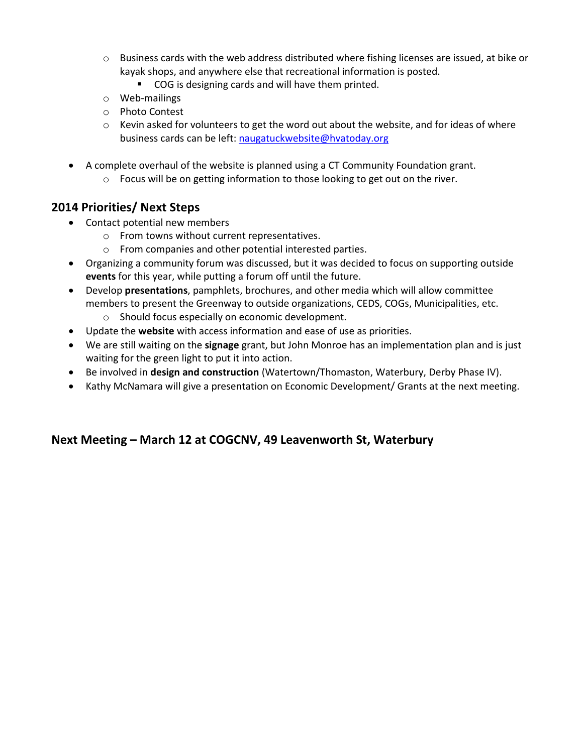- Business cards with the web address distributed where fishing licenses are issued, at bike or kayak shops, and anywhere else that recreational information is posted.
    - COG is designing cards and will have them printed.
  - Web-mailings
  - Photo Contest
  - Kevin asked for volunteers to get the word out about the website, and for ideas of where business cards can be left: naugatuckwebsite@hvatoday.org

- A complete overhaul of the website is planned using a CT Community Foundation grant.
  - Focus will be on getting information to those looking to get out on the river.

## 2014 Priorities/ Next Steps

- Contact potential new members
  - From towns without current representatives.
  - From companies and other potential interested parties.
- Organizing a community forum was discussed, but it was decided to focus on supporting outside **events** for this year, while putting a forum off until the future.
- Develop **presentations**, pamphlets, brochures, and other media which will allow committee members to present the Greenway to outside organizations, CEDS, COGs, Municipalities, etc.
  - Should focus especially on economic development.
- Update the **website** with access information and ease of use as priorities.
- We are still waiting on the **signage** grant, but John Monroe has an implementation plan and is just waiting for the green light to put it into action.
- Be involved in **design and construction** (Watertown/Thomaston, Waterbury, Derby Phase IV).
- Kathy McNamara will give a presentation on Economic Development/ Grants at the next meeting.

## Next Meeting – March 12 at COGCNV, 49 Leavenworth St, Waterbury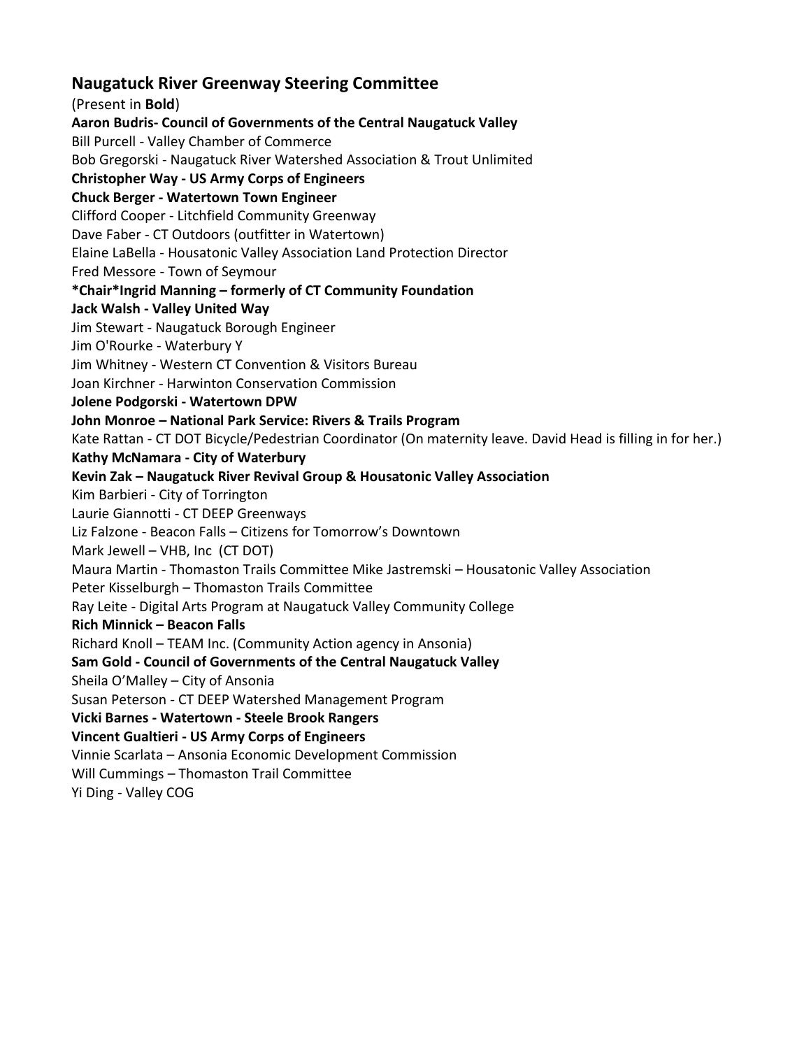## Naugatuck River Greenway Steering Committee

(Present in **Bold**)

**Aaron Budris- Council of Governments of the Central Naugatuck Valley**
Bill Purcell - Valley Chamber of Commerce
Bob Gregorski - Naugatuck River Watershed Association & Trout Unlimited
**Christopher Way - US Army Corps of Engineers**
**Chuck Berger - Watertown Town Engineer**
Clifford Cooper - Litchfield Community Greenway
Dave Faber - CT Outdoors (outfitter in Watertown)
Elaine LaBella - Housatonic Valley Association Land Protection Director
Fred Messore - Town of Seymour
**\*Chair\*Ingrid Manning – formerly of CT Community Foundation**
**Jack Walsh - Valley United Way**
Jim Stewart - Naugatuck Borough Engineer
Jim O'Rourke - Waterbury Y
Jim Whitney - Western CT Convention & Visitors Bureau
Joan Kirchner - Harwinton Conservation Commission
**Jolene Podgorski - Watertown DPW**
**John Monroe – National Park Service: Rivers & Trails Program**
Kate Rattan - CT DOT Bicycle/Pedestrian Coordinator (On maternity leave. David Head is filling in for her.)
**Kathy McNamara - City of Waterbury**
**Kevin Zak – Naugatuck River Revival Group & Housatonic Valley Association**
Kim Barbieri - City of Torrington
Laurie Giannotti - CT DEEP Greenways
Liz Falzone - Beacon Falls – Citizens for Tomorrow's Downtown
Mark Jewell – VHB, Inc (CT DOT)
Maura Martin - Thomaston Trails Committee Mike Jastremski – Housatonic Valley Association
Peter Kisselburgh – Thomaston Trails Committee
Ray Leite - Digital Arts Program at Naugatuck Valley Community College
**Rich Minnick – Beacon Falls**
Richard Knoll – TEAM Inc. (Community Action agency in Ansonia)
**Sam Gold - Council of Governments of the Central Naugatuck Valley**
Sheila O'Malley – City of Ansonia
Susan Peterson - CT DEEP Watershed Management Program
**Vicki Barnes - Watertown - Steele Brook Rangers**
**Vincent Gualtieri - US Army Corps of Engineers**
Vinnie Scarlata – Ansonia Economic Development Commission
Will Cummings – Thomaston Trail Committee
Yi Ding - Valley COG